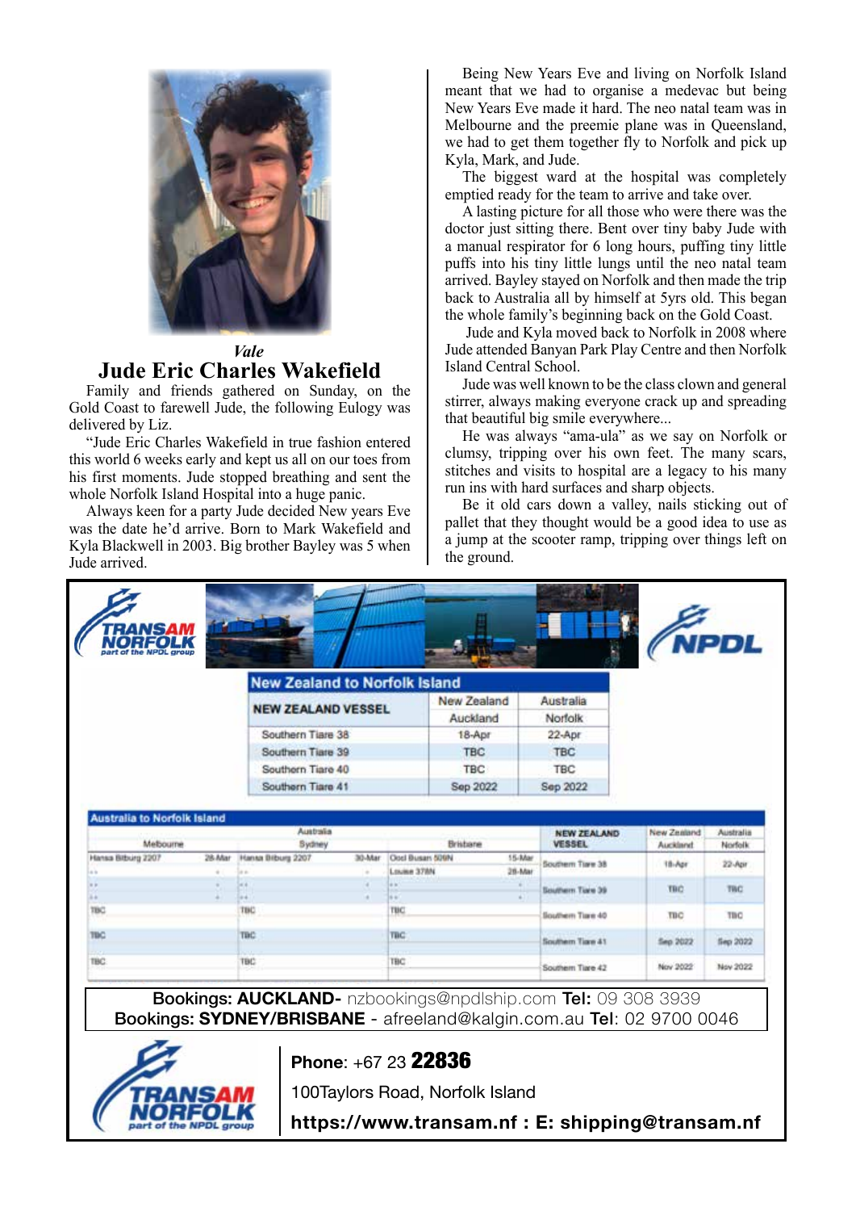*Vale*

# Jude Eric Charles Wakefield

Family and friends gathered on Sunday, on the Gold Coast to farewell Jude, the following Eulogy was delivered by Liz.

"Jude Eric Charles Wakefield in true fashion entered this world 6 weeks early and kept us all on our toes from his first moments. Jude stopped breathing and sent the whole Norfolk Island Hospital into a huge panic.

Always keen for a party Jude decided New years Eve was the date he'd arrive. Born to Mark Wakefield and Kyla Blackwell in 2003. Big brother Bayley was 5 when Jude arrived.

Being New Years Eve and living on Norfolk Island meant that we had to organise a medevac but being New Years Eve made it hard. The neo natal team was in Melbourne and the preemie plane was in Queensland, we had to get them together fly to Norfolk and pick up Kyla, Mark, and Jude.

The biggest ward at the hospital was completely emptied ready for the team to arrive and take over.

A lasting picture for all those who were there was the doctor just sitting there. Bent over tiny baby Jude with a manual respirator for 6 long hours, puffing tiny little puffs into his tiny little lungs until the neo natal team arrived. Bayley stayed on Norfolk and then made the trip back to Australia all by himself at 5yrs old. This began the whole family's beginning back on the Gold Coast.

Jude and Kyla moved back to Norfolk in 2008 where Jude attended Banyan Park Play Centre and then Norfolk Island Central School.

Jude was well known to be the class clown and general stirrer, always making everyone crack up and spreading that beautiful big smile everywhere...

He was always "ama-ula" as we say on Norfolk or clumsy, tripping over his own feet. The many scars, stitches and visits to hospital are a legacy to his many run ins with hard surfaces and sharp objects.

Be it old cars down a valley, nails sticking out of pallet that they thought would be a good idea to use as a jump at the scooter ramp, tripping over things left on the ground.

---

TRANSAM NORFOLK part of the NPDL group

NPDL

**New Zealand to Norfolk Island**

| NEW ZEALAND VESSEL | New Zealand Auckland | Australia Norfolk |
|---|---|---|
| Southern Tiare 38 | 18-Apr | 22-Apr |
| Southern Tiare 39 | TBC | TBC |
| Southern Tiare 40 | TBC | TBC |
| Southern Tiare 41 | Sep 2022 | Sep 2022 |

**Australia to Norfolk Island**

| Australia Melbourne | | Australia Sydney | | Australia Brisbane | | NEW ZEALAND VESSEL | New Zealand Auckland | Australia Norfolk |
|---|---|---|---|---|---|---|---|---|
| Hansa Biburg 2207 | 28-Mar | Hansa Biburg 2207 | 30-Mar | Ocol Busan 506N | 15-Mar | Southern Tiare 38 | 18-Apr | 22-Apr |
| | | | | Louise 378N | 28-Mar | | | |
| | | | | | | Southern Tiare 39 | TBC | TBC |
| TBC | | TBC | | TBC | | Southern Tiare 40 | TBC | TBC |
| TBC | | TBC | | TBC | | Southern Tiare 41 | Sep 2022 | Sep 2022 |
| TBC | | TBC | | TBC | | Southern Tiare 42 | Nov 2022 | Nov 2022 |

Bookings: **AUCKLAND-** nzbookings@npdlship.com **Tel:** 09 308 3939
Bookings: **SYDNEY/BRISBANE** - afreeland@kalgin.com.au **Tel**: 02 9700 0046

TRANSAM NORFOLK part of the NPDL group

**Phone**: +67 23 **22836**
100Taylors Road, Norfolk Island
**https://www.transam.nf : E: shipping@transam.nf**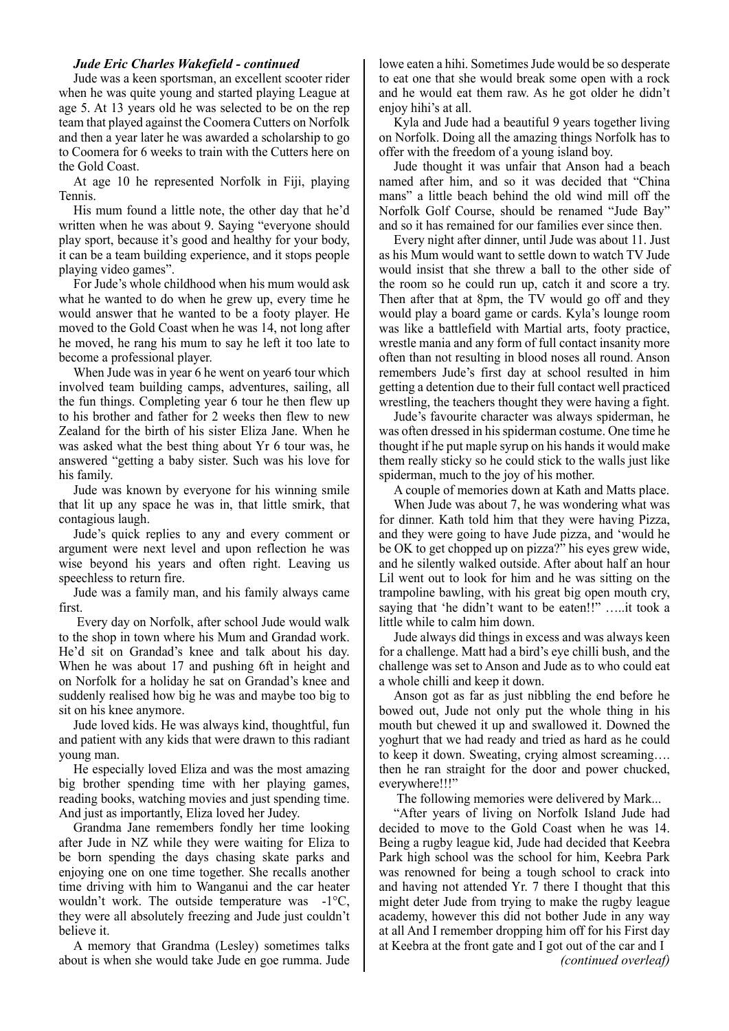***Jude Eric Charles Wakefield - continued***

Jude was a keen sportsman, an excellent scooter rider when he was quite young and started playing League at age 5. At 13 years old he was selected to be on the rep team that played against the Coomera Cutters on Norfolk and then a year later he was awarded a scholarship to go to Coomera for 6 weeks to train with the Cutters here on the Gold Coast.

At age 10 he represented Norfolk in Fiji, playing Tennis.

His mum found a little note, the other day that he'd written when he was about 9. Saying "everyone should play sport, because it's good and healthy for your body, it can be a team building experience, and it stops people playing video games".

For Jude's whole childhood when his mum would ask what he wanted to do when he grew up, every time he would answer that he wanted to be a footy player. He moved to the Gold Coast when he was 14, not long after he moved, he rang his mum to say he left it too late to become a professional player.

When Jude was in year 6 he went on year6 tour which involved team building camps, adventures, sailing, all the fun things. Completing year 6 tour he then flew up to his brother and father for 2 weeks then flew to new Zealand for the birth of his sister Eliza Jane. When he was asked what the best thing about Yr 6 tour was, he answered "getting a baby sister. Such was his love for his family.

Jude was known by everyone for his winning smile that lit up any space he was in, that little smirk, that contagious laugh.

Jude's quick replies to any and every comment or argument were next level and upon reflection he was wise beyond his years and often right. Leaving us speechless to return fire.

Jude was a family man, and his family always came first.

Every day on Norfolk, after school Jude would walk to the shop in town where his Mum and Grandad work. He'd sit on Grandad's knee and talk about his day. When he was about 17 and pushing 6ft in height and on Norfolk for a holiday he sat on Grandad's knee and suddenly realised how big he was and maybe too big to sit on his knee anymore.

Jude loved kids. He was always kind, thoughtful, fun and patient with any kids that were drawn to this radiant young man.

He especially loved Eliza and was the most amazing big brother spending time with her playing games, reading books, watching movies and just spending time. And just as importantly, Eliza loved her Judey.

Grandma Jane remembers fondly her time looking after Jude in NZ while they were waiting for Eliza to be born spending the days chasing skate parks and enjoying one on one time together. She recalls another time driving with him to Wanganui and the car heater wouldn't work. The outside temperature was -1°C, they were all absolutely freezing and Jude just couldn't believe it.

A memory that Grandma (Lesley) sometimes talks about is when she would take Jude en goe rumma. Jude lowe eaten a hihi. Sometimes Jude would be so desperate to eat one that she would break some open with a rock and he would eat them raw. As he got older he didn't enjoy hihi's at all.

Kyla and Jude had a beautiful 9 years together living on Norfolk. Doing all the amazing things Norfolk has to offer with the freedom of a young island boy.

Jude thought it was unfair that Anson had a beach named after him, and so it was decided that "China mans" a little beach behind the old wind mill off the Norfolk Golf Course, should be renamed "Jude Bay" and so it has remained for our families ever since then.

Every night after dinner, until Jude was about 11. Just as his Mum would want to settle down to watch TV Jude would insist that she threw a ball to the other side of the room so he could run up, catch it and score a try. Then after that at 8pm, the TV would go off and they would play a board game or cards. Kyla's lounge room was like a battlefield with Martial arts, footy practice, wrestle mania and any form of full contact insanity more often than not resulting in blood noses all round. Anson remembers Jude's first day at school resulted in him getting a detention due to their full contact well practiced wrestling, the teachers thought they were having a fight.

Jude's favourite character was always spiderman, he was often dressed in his spiderman costume. One time he thought if he put maple syrup on his hands it would make them really sticky so he could stick to the walls just like spiderman, much to the joy of his mother.

A couple of memories down at Kath and Matts place.

When Jude was about 7, he was wondering what was for dinner. Kath told him that they were having Pizza, and they were going to have Jude pizza, and 'would he be OK to get chopped up on pizza?" his eyes grew wide, and he silently walked outside. After about half an hour Lil went out to look for him and he was sitting on the trampoline bawling, with his great big open mouth cry, saying that 'he didn't want to be eaten!!" …..it took a little while to calm him down.

Jude always did things in excess and was always keen for a challenge. Matt had a bird's eye chilli bush, and the challenge was set to Anson and Jude as to who could eat a whole chilli and keep it down.

Anson got as far as just nibbling the end before he bowed out, Jude not only put the whole thing in his mouth but chewed it up and swallowed it. Downed the yoghurt that we had ready and tried as hard as he could to keep it down. Sweating, crying almost screaming…. then he ran straight for the door and power chucked, everywhere!!!"

The following memories were delivered by Mark...

"After years of living on Norfolk Island Jude had decided to move to the Gold Coast when he was 14. Being a rugby league kid, Jude had decided that Keebra Park high school was the school for him, Keebra Park was renowned for being a tough school to crack into and having not attended Yr. 7 there I thought that this might deter Jude from trying to make the rugby league academy, however this did not bother Jude in any way at all And I remember dropping him off for his First day at Keebra at the front gate and I got out of the car and I

*(continued overleaf)*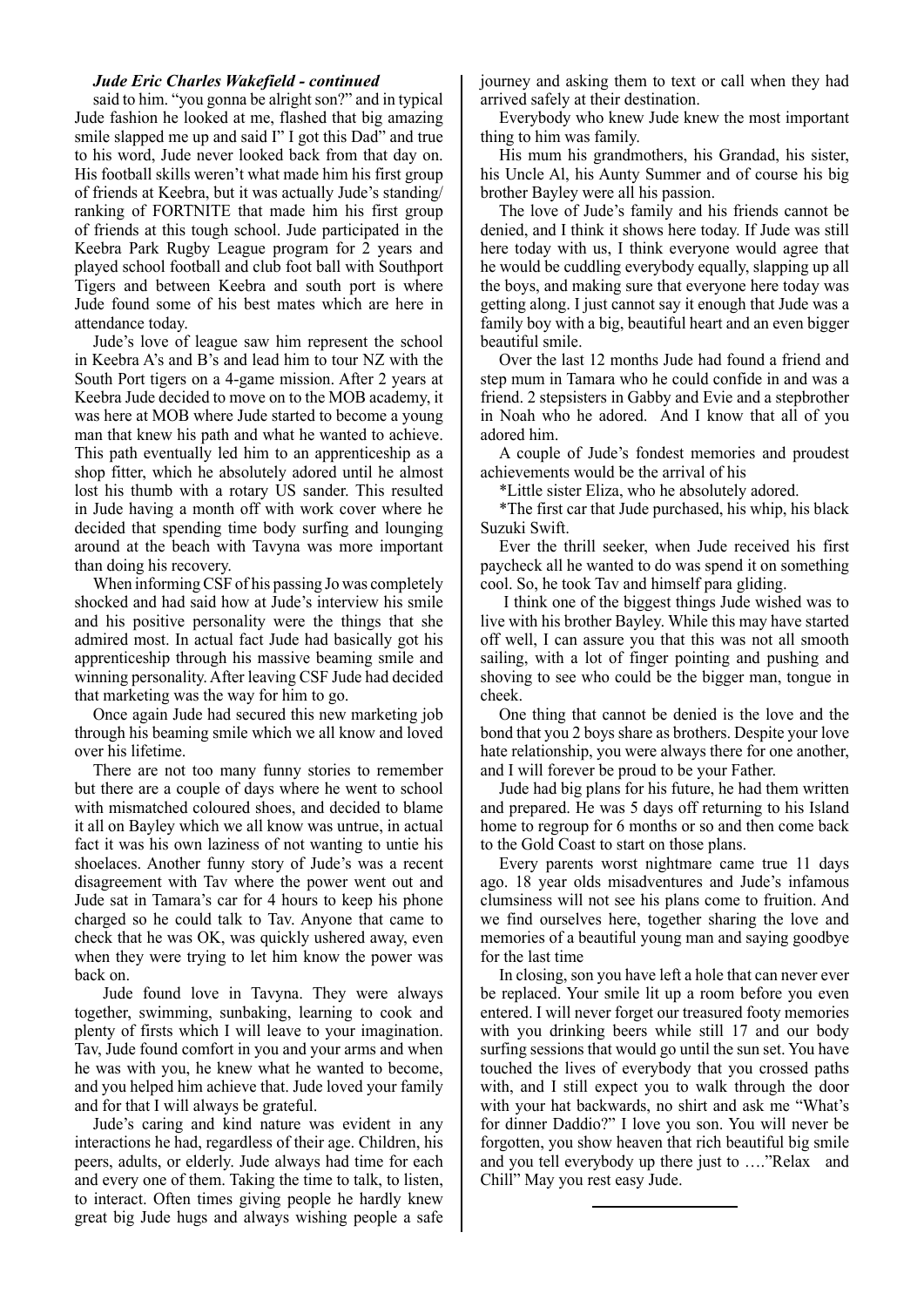***Jude Eric Charles Wakefield - continued***

said to him. "you gonna be alright son?" and in typical Jude fashion he looked at me, flashed that big amazing smile slapped me up and said I" I got this Dad" and true to his word, Jude never looked back from that day on. His football skills weren't what made him his first group of friends at Keebra, but it was actually Jude's standing/ranking of FORTNITE that made him his first group of friends at this tough school. Jude participated in the Keebra Park Rugby League program for 2 years and played school football and club foot ball with Southport Tigers and between Keebra and south port is where Jude found some of his best mates which are here in attendance today.

Jude's love of league saw him represent the school in Keebra A's and B's and lead him to tour NZ with the South Port tigers on a 4-game mission. After 2 years at Keebra Jude decided to move on to the MOB academy, it was here at MOB where Jude started to become a young man that knew his path and what he wanted to achieve. This path eventually led him to an apprenticeship as a shop fitter, which he absolutely adored until he almost lost his thumb with a rotary US sander. This resulted in Jude having a month off with work cover where he decided that spending time body surfing and lounging around at the beach with Tavyna was more important than doing his recovery.

When informing CSF of his passing Jo was completely shocked and had said how at Jude's interview his smile and his positive personality were the things that she admired most. In actual fact Jude had basically got his apprenticeship through his massive beaming smile and winning personality. After leaving CSF Jude had decided that marketing was the way for him to go.

Once again Jude had secured this new marketing job through his beaming smile which we all know and loved over his lifetime.

There are not too many funny stories to remember but there are a couple of days where he went to school with mismatched coloured shoes, and decided to blame it all on Bayley which we all know was untrue, in actual fact it was his own laziness of not wanting to untie his shoelaces. Another funny story of Jude's was a recent disagreement with Tav where the power went out and Jude sat in Tamara's car for 4 hours to keep his phone charged so he could talk to Tav. Anyone that came to check that he was OK, was quickly ushered away, even when they were trying to let him know the power was back on.

Jude found love in Tavyna. They were always together, swimming, sunbaking, learning to cook and plenty of firsts which I will leave to your imagination. Tav, Jude found comfort in you and your arms and when he was with you, he knew what he wanted to become, and you helped him achieve that. Jude loved your family and for that I will always be grateful.

Jude's caring and kind nature was evident in any interactions he had, regardless of their age. Children, his peers, adults, or elderly. Jude always had time for each and every one of them. Taking the time to talk, to listen, to interact. Often times giving people he hardly knew great big Jude hugs and always wishing people a safe journey and asking them to text or call when they had arrived safely at their destination.

Everybody who knew Jude knew the most important thing to him was family.

His mum his grandmothers, his Grandad, his sister, his Uncle Al, his Aunty Summer and of course his big brother Bayley were all his passion.

The love of Jude's family and his friends cannot be denied, and I think it shows here today. If Jude was still here today with us, I think everyone would agree that he would be cuddling everybody equally, slapping up all the boys, and making sure that everyone here today was getting along. I just cannot say it enough that Jude was a family boy with a big, beautiful heart and an even bigger beautiful smile.

Over the last 12 months Jude had found a friend and step mum in Tamara who he could confide in and was a friend. 2 stepsisters in Gabby and Evie and a stepbrother in Noah who he adored. And I know that all of you adored him.

A couple of Jude's fondest memories and proudest achievements would be the arrival of his

*Little sister Eliza, who he absolutely adored.

*The first car that Jude purchased, his whip, his black Suzuki Swift.

Ever the thrill seeker, when Jude received his first paycheck all he wanted to do was spend it on something cool. So, he took Tav and himself para gliding.

I think one of the biggest things Jude wished was to live with his brother Bayley. While this may have started off well, I can assure you that this was not all smooth sailing, with a lot of finger pointing and pushing and shoving to see who could be the bigger man, tongue in cheek.

One thing that cannot be denied is the love and the bond that you 2 boys share as brothers. Despite your love hate relationship, you were always there for one another, and I will forever be proud to be your Father.

Jude had big plans for his future, he had them written and prepared. He was 5 days off returning to his Island home to regroup for 6 months or so and then come back to the Gold Coast to start on those plans.

Every parents worst nightmare came true 11 days ago. 18 year olds misadventures and Jude's infamous clumsiness will not see his plans come to fruition. And we find ourselves here, together sharing the love and memories of a beautiful young man and saying goodbye for the last time

In closing, son you have left a hole that can never ever be replaced. Your smile lit up a room before you even entered. I will never forget our treasured footy memories with you drinking beers while still 17 and our body surfing sessions that would go until the sun set. You have touched the lives of everybody that you crossed paths with, and I still expect you to walk through the door with your hat backwards, no shirt and ask me "What's for dinner Daddio?" I love you son. You will never be forgotten, you show heaven that rich beautiful big smile and you tell everybody up there just to …."Relax and Chill" May you rest easy Jude.